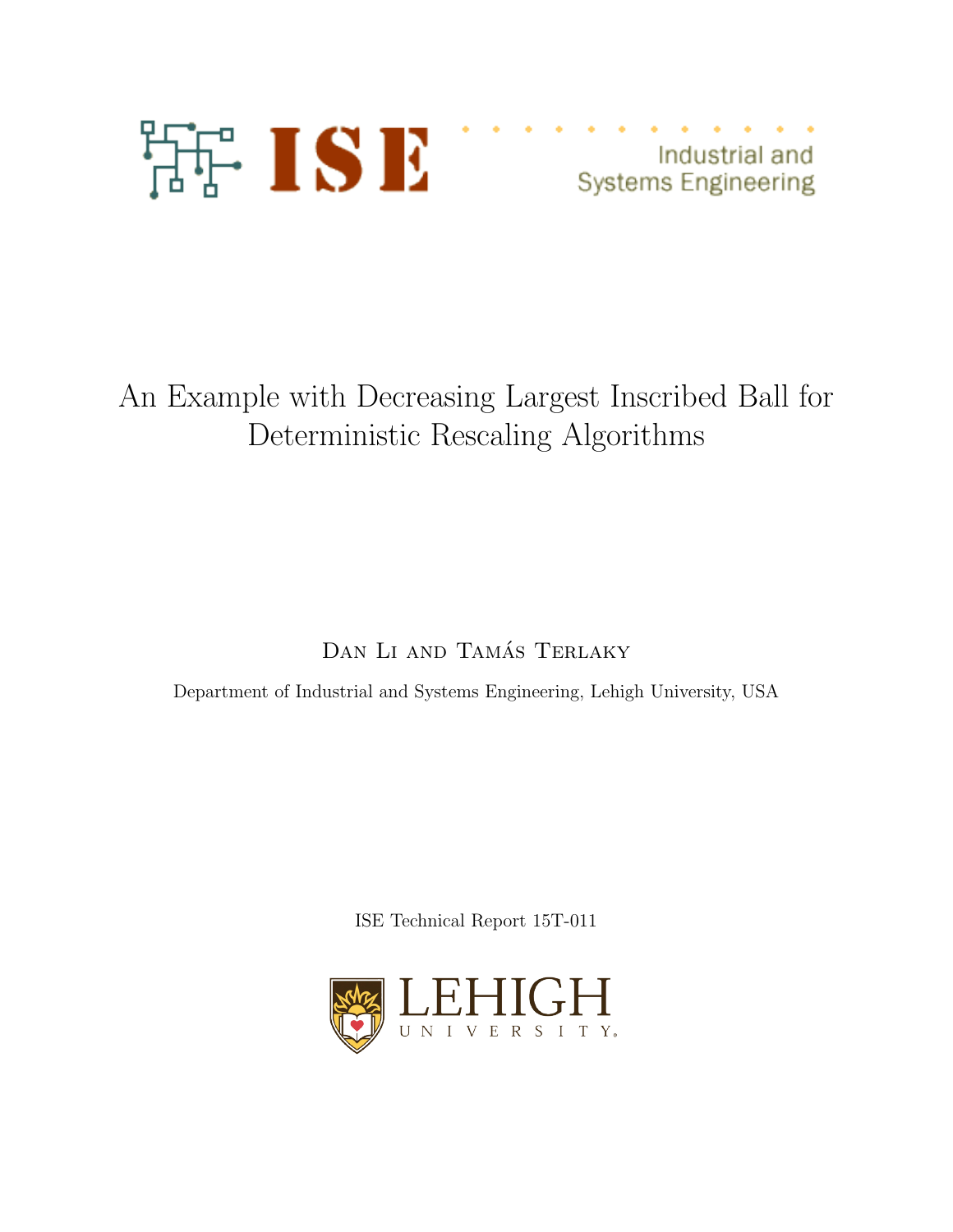ISE Industrial and Systems Engineering

# An Example with Decreasing Largest Inscribed Ball for Deterministic Rescaling Algorithms

Dan Li and Tamás Terlaky

Department of Industrial and Systems Engineering, Lehigh University, USA

ISE Technical Report 15T-011

LEHIGH UNIVERSITY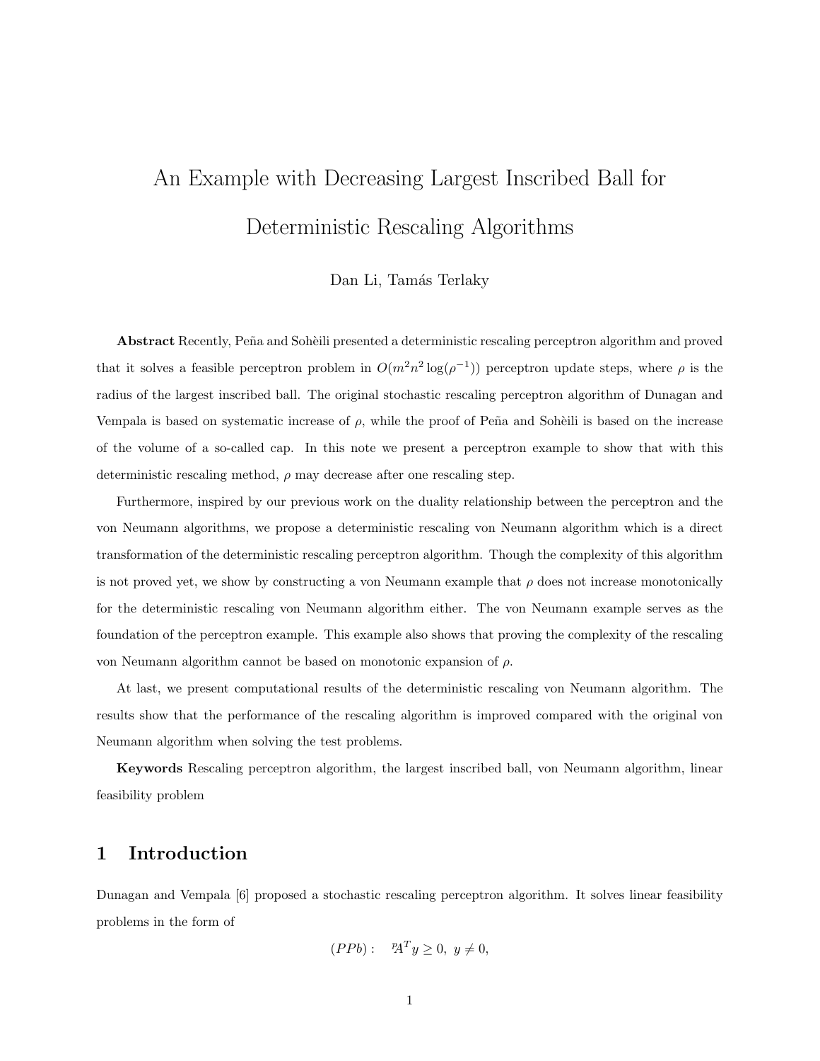# An Example with Decreasing Largest Inscribed Ball for Deterministic Rescaling Algorithms

Dan Li, Tamás Terlaky

**Abstract** Recently, Peña and Sohèili presented a deterministic rescaling perceptron algorithm and proved that it solves a feasible perceptron problem in $O(m^2n^2\log(\rho^{-1}))$ perceptron update steps, where $\rho$ is the radius of the largest inscribed ball. The original stochastic rescaling perceptron algorithm of Dunagan and Vempala is based on systematic increase of $\rho$, while the proof of Peña and Sohèili is based on the increase of the volume of a so-called cap. In this note we present a perceptron example to show that with this deterministic rescaling method, $\rho$ may decrease after one rescaling step.

Furthermore, inspired by our previous work on the duality relationship between the perceptron and the von Neumann algorithms, we propose a deterministic rescaling von Neumann algorithm which is a direct transformation of the deterministic rescaling perceptron algorithm. Though the complexity of this algorithm is not proved yet, we show by constructing a von Neumann example that $\rho$ does not increase monotonically for the deterministic rescaling von Neumann algorithm either. The von Neumann example serves as the foundation of the perceptron example. This example also shows that proving the complexity of the rescaling von Neumann algorithm cannot be based on monotonic expansion of $\rho$.

At last, we present computational results of the deterministic rescaling von Neumann algorithm. The results show that the performance of the rescaling algorithm is improved compared with the original von Neumann algorithm when solving the test problems.

**Keywords** Rescaling perceptron algorithm, the largest inscribed ball, von Neumann algorithm, linear feasibility problem

## 1 Introduction

Dunagan and Vempala [6] proposed a stochastic rescaling perceptron algorithm. It solves linear feasibility problems in the form of

$$(PPb): \quad {}^{p}\!A^T y \geq 0, \; y \neq 0,$$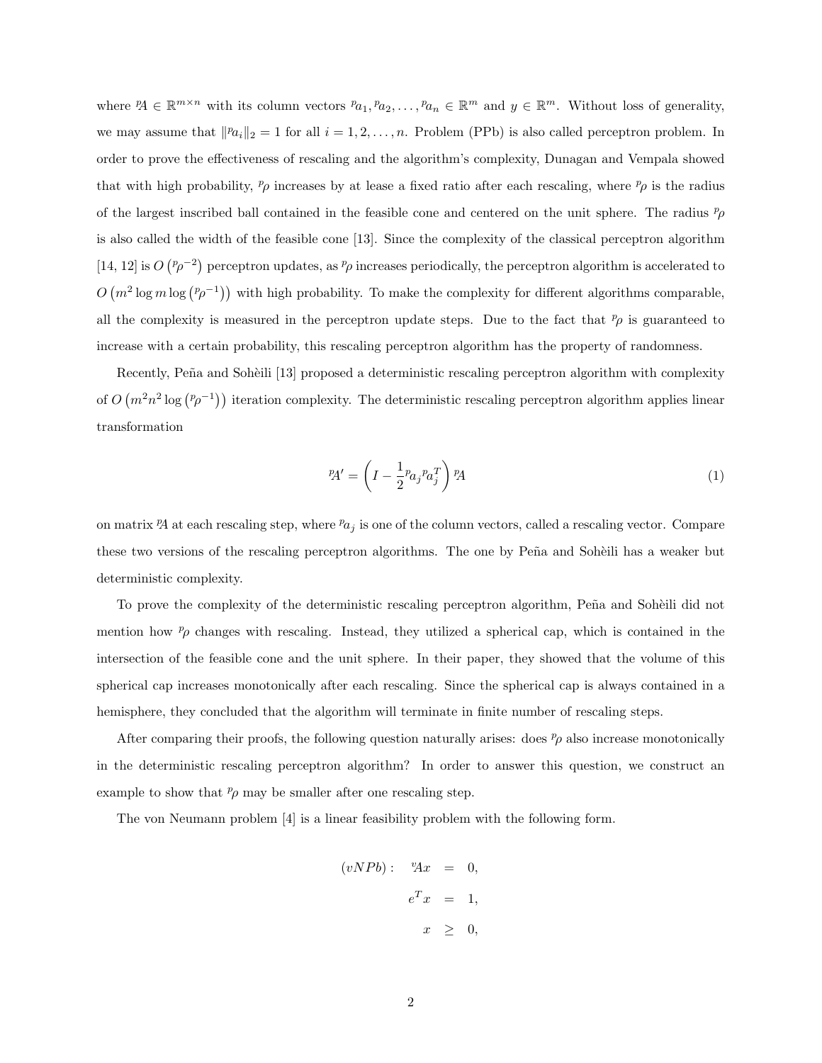where ${}^{p}\!A \in \mathbb{R}^{m\times n}$ with its column vectors ${}^{p}a_1, {}^{p}a_2, \ldots, {}^{p}a_n \in \mathbb{R}^m$ and $y \in \mathbb{R}^m$. Without loss of generality, we may assume that $\|{}^{p}a_i\|_2 = 1$ for all $i = 1, 2, \ldots, n$. Problem (PPb) is also called perceptron problem. In order to prove the effectiveness of rescaling and the algorithm's complexity, Dunagan and Vempala showed that with high probability, ${}^{p}\rho$ increases by at lease a fixed ratio after each rescaling, where ${}^{p}\rho$ is the radius of the largest inscribed ball contained in the feasible cone and centered on the unit sphere. The radius ${}^{p}\rho$ is also called the width of the feasible cone [13]. Since the complexity of the classical perceptron algorithm [14, 12] is $O\left({}^{p}\rho^{-2}\right)$ perceptron updates, as ${}^{p}\rho$ increases periodically, the perceptron algorithm is accelerated to $O\left(m^2 \log m \log\left({}^{p}\rho^{-1}\right)\right)$ with high probability. To make the complexity for different algorithms comparable, all the complexity is measured in the perceptron update steps. Due to the fact that ${}^{p}\rho$ is guaranteed to increase with a certain probability, this rescaling perceptron algorithm has the property of randomness.

Recently, Peña and Sohèili [13] proposed a deterministic rescaling perceptron algorithm with complexity of $O\left(m^2 n^2 \log\left({}^{p}\rho^{-1}\right)\right)$ iteration complexity. The deterministic rescaling perceptron algorithm applies linear transformation

$$
{}^{p}\!A' = \left(I - \frac{1}{2}{}^{p}a_j {}^{p}a_j^T\right){}^{p}\!A \tag{1}
$$

on matrix ${}^{p}\!A$ at each rescaling step, where ${}^{p}a_j$ is one of the column vectors, called a rescaling vector. Compare these two versions of the rescaling perceptron algorithms. The one by Peña and Sohèili has a weaker but deterministic complexity.

To prove the complexity of the deterministic rescaling perceptron algorithm, Peña and Sohèili did not mention how ${}^{p}\rho$ changes with rescaling. Instead, they utilized a spherical cap, which is contained in the intersection of the feasible cone and the unit sphere. In their paper, they showed that the volume of this spherical cap increases monotonically after each rescaling. Since the spherical cap is always contained in a hemisphere, they concluded that the algorithm will terminate in finite number of rescaling steps.

After comparing their proofs, the following question naturally arises: does ${}^{p}\rho$ also increase monotonically in the deterministic rescaling perceptron algorithm? In order to answer this question, we construct an example to show that ${}^{p}\rho$ may be smaller after one rescaling step.

The von Neumann problem [4] is a linear feasibility problem with the following form.

$$
\begin{aligned}
(vNPb): \quad {}^{v}\!Ax &= 0, \\
e^T x &= 1, \\
x &\geq 0,
\end{aligned}
$$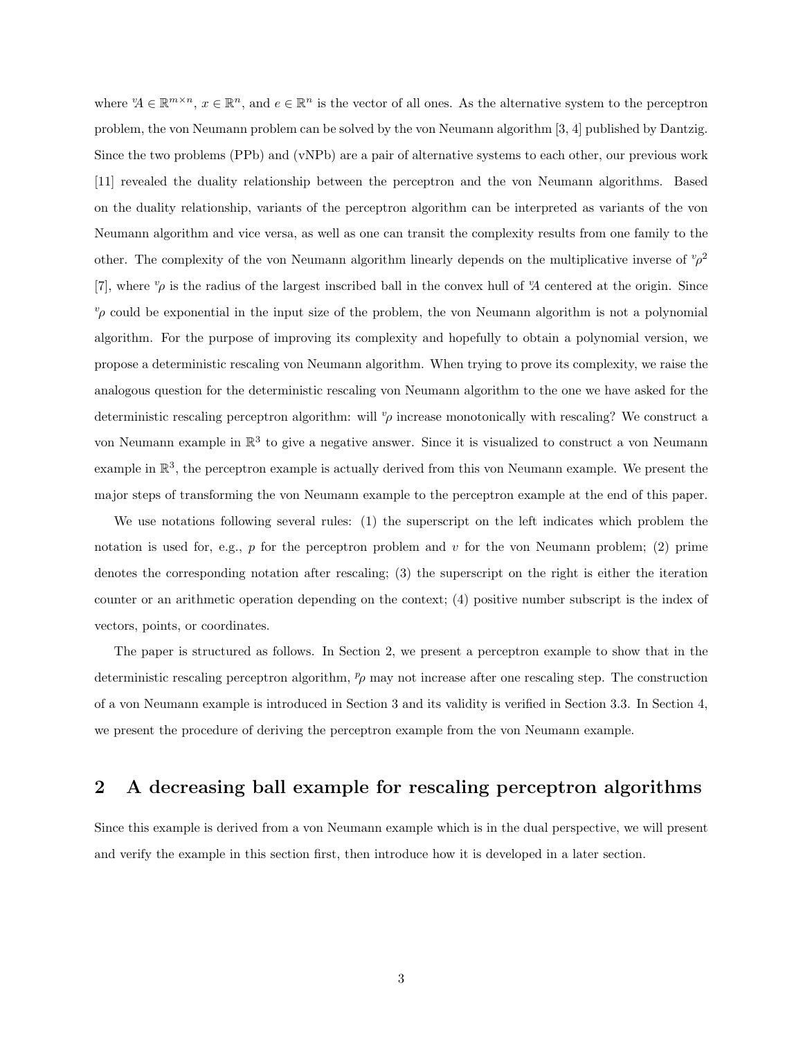where ${}^{v}\!A \in \mathbb{R}^{m\times n}$, $x \in \mathbb{R}^n$, and $e \in \mathbb{R}^n$ is the vector of all ones. As the alternative system to the perceptron problem, the von Neumann problem can be solved by the von Neumann algorithm [3, 4] published by Dantzig. Since the two problems (PPb) and (vNPb) are a pair of alternative systems to each other, our previous work [11] revealed the duality relationship between the perceptron and the von Neumann algorithms. Based on the duality relationship, variants of the perceptron algorithm can be interpreted as variants of the von Neumann algorithm and vice versa, as well as one can transit the complexity results from one family to the other. The complexity of the von Neumann algorithm linearly depends on the multiplicative inverse of ${}^{v}\!\rho^2$ [7], where ${}^{v}\!\rho$ is the radius of the largest inscribed ball in the convex hull of ${}^{v}\!A$ centered at the origin. Since ${}^{v}\!\rho$ could be exponential in the input size of the problem, the von Neumann algorithm is not a polynomial algorithm. For the purpose of improving its complexity and hopefully to obtain a polynomial version, we propose a deterministic rescaling von Neumann algorithm. When trying to prove its complexity, we raise the analogous question for the deterministic rescaling von Neumann algorithm to the one we have asked for the deterministic rescaling perceptron algorithm: will ${}^{v}\!\rho$ increase monotonically with rescaling? We construct a von Neumann example in $\mathbb{R}^3$ to give a negative answer. Since it is visualized to construct a von Neumann example in $\mathbb{R}^3$, the perceptron example is actually derived from this von Neumann example. We present the major steps of transforming the von Neumann example to the perceptron example at the end of this paper.

We use notations following several rules: (1) the superscript on the left indicates which problem the notation is used for, e.g., $p$ for the perceptron problem and $v$ for the von Neumann problem; (2) prime denotes the corresponding notation after rescaling; (3) the superscript on the right is either the iteration counter or an arithmetic operation depending on the context; (4) positive number subscript is the index of vectors, points, or coordinates.

The paper is structured as follows. In Section 2, we present a perceptron example to show that in the deterministic rescaling perceptron algorithm, ${}^{p}\!\rho$ may not increase after one rescaling step. The construction of a von Neumann example is introduced in Section 3 and its validity is verified in Section 3.3. In Section 4, we present the procedure of deriving the perceptron example from the von Neumann example.

## 2 A decreasing ball example for rescaling perceptron algorithms

Since this example is derived from a von Neumann example which is in the dual perspective, we will present and verify the example in this section first, then introduce how it is developed in a later section.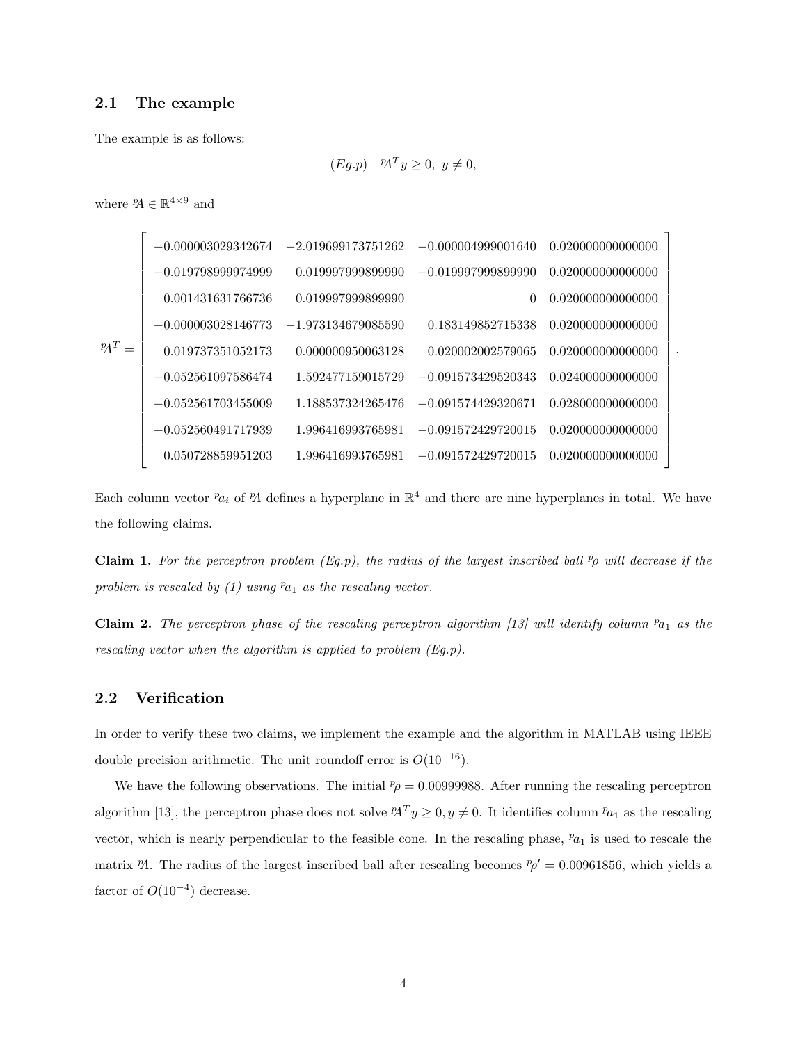### 2.1 The example

The example is as follows:

$$(Eg.p) \quad {}^{p}\!A^T y \geq 0, \;\; y \neq 0,$$

where ${}^{p}\!A \in \mathbb{R}^{4\times 9}$ and

$$
{}^{p}\!A^T = \begin{bmatrix}
-0.000003029342674 & -2.019699173751262 & -0.000004999001640 & 0.020000000000000 \\
-0.019798999974999 & 0.019997999899990 & -0.019997999899990 & 0.020000000000000 \\
0.001431631766736 & 0.019997999899990 & 0 & 0.020000000000000 \\
-0.000003028146773 & -1.973134679085590 & 0.183149852715338 & 0.020000000000000 \\
0.019737351052173 & 0.000000950063128 & 0.020002002579065 & 0.020000000000000 \\
-0.052561097586474 & 1.592477159015729 & -0.091573429520343 & 0.024000000000000 \\
-0.052561703455009 & 1.188537324265476 & -0.091574429320671 & 0.028000000000000 \\
-0.052560491717939 & 1.996416993765981 & -0.091572429720015 & 0.020000000000000 \\
0.050728859951203 & 1.996416993765981 & -0.091572429720015 & 0.020000000000000
\end{bmatrix}.
$$

Each column vector ${}^{p}a_i$ of ${}^{p}\!A$ defines a hyperplane in $\mathbb{R}^4$ and there are nine hyperplanes in total. We have the following claims.

**Claim 1.** *For the perceptron problem (Eg.p), the radius of the largest inscribed ball ${}^{p}\rho$ will decrease if the problem is rescaled by (1) using ${}^{p}a_1$ as the rescaling vector.*

**Claim 2.** *The perceptron phase of the rescaling perceptron algorithm [13] will identify column ${}^{p}a_1$ as the rescaling vector when the algorithm is applied to problem (Eg.p).*

### 2.2 Verification

In order to verify these two claims, we implement the example and the algorithm in MATLAB using IEEE double precision arithmetic. The unit roundoff error is $O(10^{-16})$.

We have the following observations. The initial ${}^{p}\rho = 0.00999988$. After running the rescaling perceptron algorithm [13], the perceptron phase does not solve ${}^{p}\!A^T y \geq 0, y \neq 0$. It identifies column ${}^{p}a_1$ as the rescaling vector, which is nearly perpendicular to the feasible cone. In the rescaling phase, ${}^{p}a_1$ is used to rescale the matrix ${}^{p}\!A$. The radius of the largest inscribed ball after rescaling becomes ${}^{p}\rho' = 0.00961856$, which yields a factor of $O(10^{-4})$ decrease.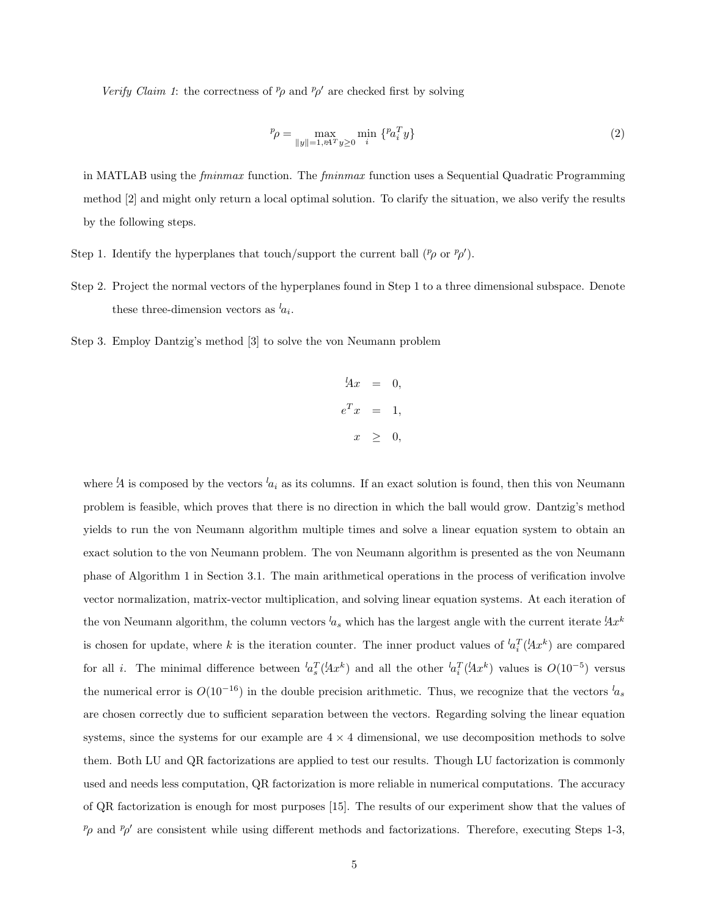*Verify Claim 1*: the correctness of ${}^p\!\rho$ and ${}^p\!\rho'$ are checked first by solving

$$
{}^p\!\rho = \max_{\|y\|=1, {}^p\!A^T y \geq 0} \min_i \{ {}^p a_i^T y \} \tag{2}
$$

in MATLAB using the *fminmax* function. The *fminmax* function uses a Sequential Quadratic Programming method [2] and might only return a local optimal solution. To clarify the situation, we also verify the results by the following steps.

Step 1. Identify the hyperplanes that touch/support the current ball (${}^p\!\rho$ or ${}^p\!\rho'$).

Step 2. Project the normal vectors of the hyperplanes found in Step 1 to a three dimensional subspace. Denote these three-dimension vectors as ${}^l a_i$.

Step 3. Employ Dantzig's method [3] to solve the von Neumann problem

$$
\begin{aligned}
{}^l\!A x &= 0, \\
e^T x &= 1, \\
x &\geq 0,
\end{aligned}
$$

where ${}^l\!A$ is composed by the vectors ${}^l a_i$ as its columns. If an exact solution is found, then this von Neumann problem is feasible, which proves that there is no direction in which the ball would grow. Dantzig's method yields to run the von Neumann algorithm multiple times and solve a linear equation system to obtain an exact solution to the von Neumann problem. The von Neumann algorithm is presented as the von Neumann phase of Algorithm 1 in Section 3.1. The main arithmetical operations in the process of verification involve vector normalization, matrix-vector multiplication, and solving linear equation systems. At each iteration of the von Neumann algorithm, the column vectors ${}^l a_s$ which has the largest angle with the current iterate ${}^l\!A x^k$ is chosen for update, where $k$ is the iteration counter. The inner product values of ${}^l a_i^T ({}^l\!A x^k)$ are compared for all $i$. The minimal difference between ${}^l a_s^T ({}^l\!A x^k)$ and all the other ${}^l a_i^T ({}^l\!A x^k)$ values is $O(10^{-5})$ versus the numerical error is $O(10^{-16})$ in the double precision arithmetic. Thus, we recognize that the vectors ${}^l a_s$ are chosen correctly due to sufficient separation between the vectors. Regarding solving the linear equation systems, since the systems for our example are $4 \times 4$ dimensional, we use decomposition methods to solve them. Both LU and QR factorizations are applied to test our results. Though LU factorization is commonly used and needs less computation, QR factorization is more reliable in numerical computations. The accuracy of QR factorization is enough for most purposes [15]. The results of our experiment show that the values of ${}^p\!\rho$ and ${}^p\!\rho'$ are consistent while using different methods and factorizations. Therefore, executing Steps 1-3,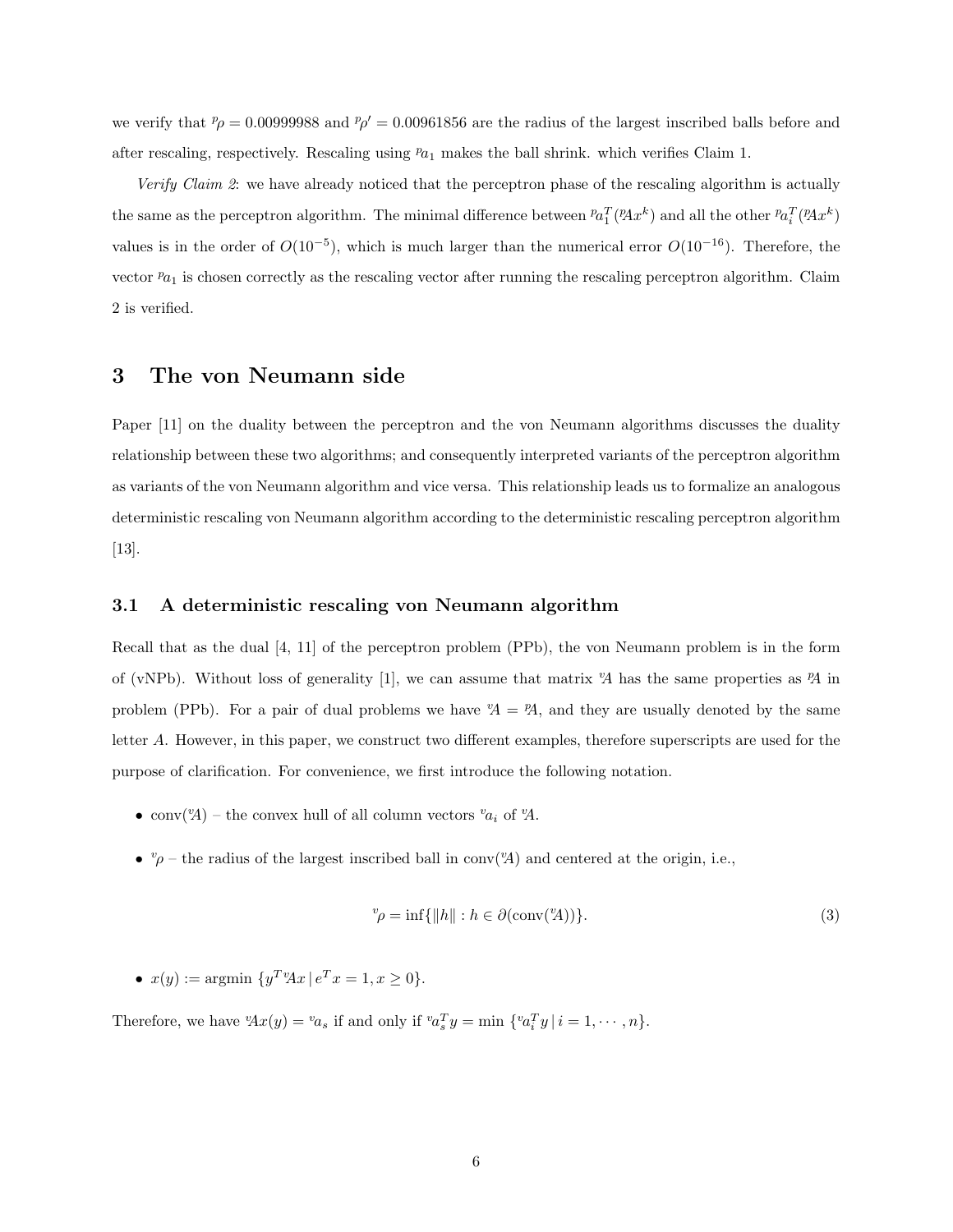we verify that ${}^{p}\rho = 0.00999988$ and ${}^{p}\rho' = 0.00961856$ are the radius of the largest inscribed balls before and after rescaling, respectively. Rescaling using ${}^{p}a_1$ makes the ball shrink. which verifies Claim 1.

*Verify Claim 2*: we have already noticed that the perceptron phase of the rescaling algorithm is actually the same as the perceptron algorithm. The minimal difference between ${}^{p}a_1^T({}^{p}Ax^k)$ and all the other ${}^{p}a_i^T({}^{p}Ax^k)$ values is in the order of $O(10^{-5})$, which is much larger than the numerical error $O(10^{-16})$. Therefore, the vector ${}^{p}a_1$ is chosen correctly as the rescaling vector after running the rescaling perceptron algorithm. Claim 2 is verified.

## 3 The von Neumann side

Paper [11] on the duality between the perceptron and the von Neumann algorithms discusses the duality relationship between these two algorithms; and consequently interpreted variants of the perceptron algorithm as variants of the von Neumann algorithm and vice versa. This relationship leads us to formalize an analogous deterministic rescaling von Neumann algorithm according to the deterministic rescaling perceptron algorithm [13].

### 3.1 A deterministic rescaling von Neumann algorithm

Recall that as the dual [4, 11] of the perceptron problem (PPb), the von Neumann problem is in the form of (vNPb). Without loss of generality [1], we can assume that matrix ${}^{v}\!A$ has the same properties as ${}^{p}\!A$ in problem (PPb). For a pair of dual problems we have ${}^{v}\!A = {}^{p}\!A$, and they are usually denoted by the same letter $A$. However, in this paper, we construct two different examples, therefore superscripts are used for the purpose of clarification. For convenience, we first introduce the following notation.

- $\text{conv}({}^{v}\!A)$ – the convex hull of all column vectors ${}^{v}a_i$ of ${}^{v}\!A$.

- ${}^{v}\rho$ – the radius of the largest inscribed ball in $\text{conv}({}^{v}\!A)$ and centered at the origin, i.e.,

$$
{}^{v}\rho = \inf\{\|h\| : h \in \partial(\text{conv}({}^{v}\!A))\}. \tag{3}
$$

- $x(y) := \text{argmin}\ \{y^T\,{}^{v}\!Ax \mid e^Tx = 1, x \geq 0\}$.

Therefore, we have ${}^{v}\!Ax(y) = {}^{v}a_s$ if and only if ${}^{v}a_s^Ty = \min\ \{{}^{v}a_i^Ty \mid i = 1, \cdots, n\}$.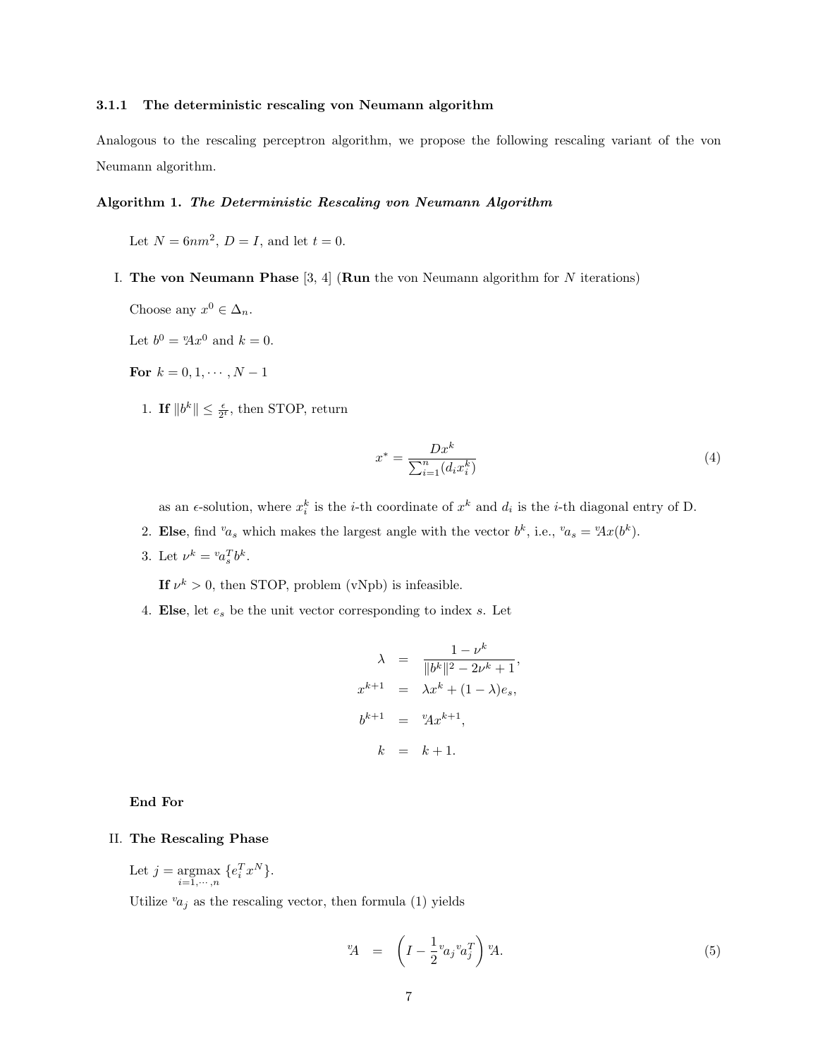### 3.1.1 The deterministic rescaling von Neumann algorithm

Analogous to the rescaling perceptron algorithm, we propose the following rescaling variant of the von Neumann algorithm.

**Algorithm 1.** ***The Deterministic Rescaling von Neumann Algorithm***

Let $N = 6nm^2$, $D = I$, and let $t = 0$.

I. **The von Neumann Phase** [3, 4] (**Run** the von Neumann algorithm for $N$ iterations)

Choose any $x^0 \in \Delta_n$.

Let $b^0 = {}^v\!Ax^0$ and $k = 0$.

**For** $k = 0, 1, \cdots, N-1$

1. **If** $\|b^k\| \leq \frac{\epsilon}{2^t}$, then STOP, return

$$x^* = \frac{Dx^k}{\sum_{i=1}^{n}(d_i x_i^k)} \tag{4}$$

as an $\epsilon$-solution, where $x_i^k$ is the $i$-th coordinate of $x^k$ and $d_i$ is the $i$-th diagonal entry of D.

2. **Else**, find ${}^v a_s$ which makes the largest angle with the vector $b^k$, i.e., ${}^v a_s = {}^v\!Ax(b^k)$.

3. Let $\nu^k = {}^v a_s^T b^k$.

   **If** $\nu^k > 0$, then STOP, problem (vNpb) is infeasible.

4. **Else**, let $e_s$ be the unit vector corresponding to index $s$. Let

$$\begin{aligned} \lambda &= \frac{1-\nu^k}{\|b^k\|^2 - 2\nu^k + 1}, \\ x^{k+1} &= \lambda x^k + (1-\lambda)e_s, \\ b^{k+1} &= {}^v\!Ax^{k+1}, \\ k &= k+1. \end{aligned}$$

**End For**

II. **The Rescaling Phase**

Let $j = \underset{i=1,\cdots,n}{\operatorname{argmax}} \{e_i^T x^N\}$.

Utilize ${}^v a_j$ as the rescaling vector, then formula (1) yields

$${}^v\!A = \left(I - \frac{1}{2}{}^v a_j {}^v a_j^T\right){}^v\!A. \tag{5}$$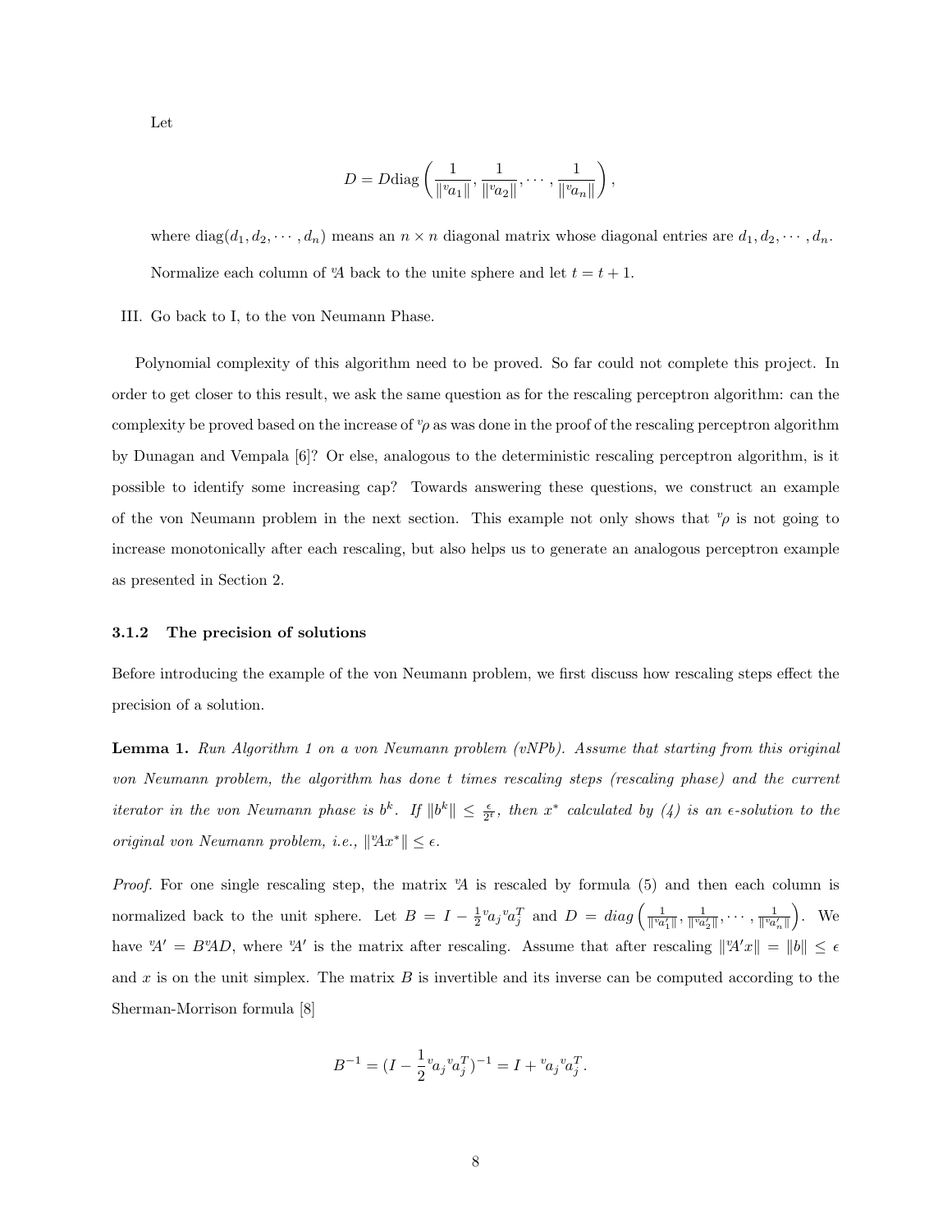Let

$$D = D\text{diag}\left(\frac{1}{\|{}^v\!a_1\|}, \frac{1}{\|{}^v\!a_2\|}, \cdots, \frac{1}{\|{}^v\!a_n\|}\right),$$

where $\text{diag}(d_1, d_2, \cdots, d_n)$ means an $n \times n$ diagonal matrix whose diagonal entries are $d_1, d_2, \cdots, d_n$.

Normalize each column of ${}^v\!A$ back to the unite sphere and let $t = t + 1$.

III. Go back to I, to the von Neumann Phase.

Polynomial complexity of this algorithm need to be proved. So far could not complete this project. In order to get closer to this result, we ask the same question as for the rescaling perceptron algorithm: can the complexity be proved based on the increase of ${}^v\!\rho$ as was done in the proof of the rescaling perceptron algorithm by Dunagan and Vempala [6]? Or else, analogous to the deterministic rescaling perceptron algorithm, is it possible to identify some increasing cap? Towards answering these questions, we construct an example of the von Neumann problem in the next section. This example not only shows that ${}^v\!\rho$ is not going to increase monotonically after each rescaling, but also helps us to generate an analogous perceptron example as presented in Section 2.

### 3.1.2 The precision of solutions

Before introducing the example of the von Neumann problem, we first discuss how rescaling steps effect the precision of a solution.

**Lemma 1.** *Run Algorithm 1 on a von Neumann problem (vNPb). Assume that starting from this original von Neumann problem, the algorithm has done $t$ times rescaling steps (rescaling phase) and the current iterator in the von Neumann phase is $b^k$. If $\|b^k\| \leq \frac{\epsilon}{2^t}$, then $x^*$ calculated by (4) is an $\epsilon$-solution to the original von Neumann problem, i.e., $\|{}^v\!Ax^*\| \leq \epsilon$.*

*Proof.* For one single rescaling step, the matrix ${}^v\!A$ is rescaled by formula (5) and then each column is normalized back to the unit sphere. Let $B = I - \frac{1}{2}{}^v\!a_j{}^v\!a_j^T$ and $D = diag\left(\frac{1}{\|{}^v\!a_1'\|}, \frac{1}{\|{}^v\!a_2'\|}, \cdots, \frac{1}{\|{}^v\!a_n'\|}\right)$. We have ${}^v\!A' = B{}^v\!AD$, where ${}^v\!A'$ is the matrix after rescaling. Assume that after rescaling $\|{}^v\!A'x\| = \|b\| \leq \epsilon$ and $x$ is on the unit simplex. The matrix $B$ is invertible and its inverse can be computed according to the Sherman-Morrison formula [8]

$$B^{-1} = (I - \frac{1}{2}{}^v\!a_j{}^v\!a_j^T)^{-1} = I + {}^v\!a_j{}^v\!a_j^T.$$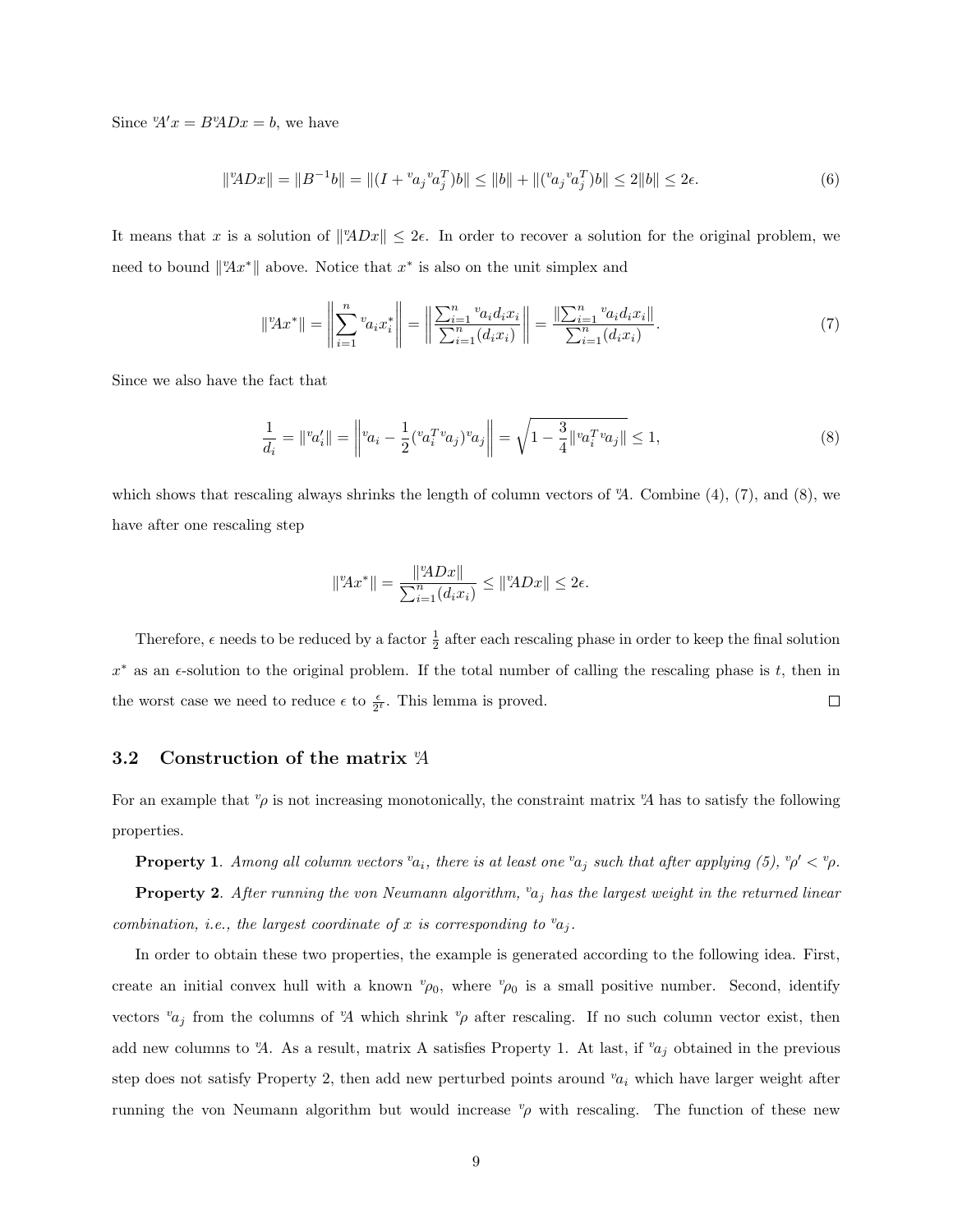Since ${}^{v}\!A'x = B\,{}^{v}\!ADx = b$, we have

$$\|{}^{v}\!ADx\| = \|B^{-1}b\| = \|(I + {}^{v}a_j{}^{v}a_j^T)b\| \leq \|b\| + \|({}^{v}a_j{}^{v}a_j^T)b\| \leq 2\|b\| \leq 2\epsilon. \tag{6}$$

It means that $x$ is a solution of $\|{}^{v}\!ADx\| \leq 2\epsilon$. In order to recover a solution for the original problem, we need to bound $\|{}^{v}\!Ax^*\|$ above. Notice that $x^*$ is also on the unit simplex and

$$\|{}^{v}\!Ax^*\| = \left\|\sum_{i=1}^{n} {}^{v}a_i x_i^*\right\| = \left\|\frac{\sum_{i=1}^{n} {}^{v}a_i d_i x_i}{\sum_{i=1}^{n}(d_i x_i)}\right\| = \frac{\|\sum_{i=1}^{n} {}^{v}a_i d_i x_i\|}{\sum_{i=1}^{n}(d_i x_i)}. \tag{7}$$

Since we also have the fact that

$$\frac{1}{d_i} = \|{}^{v}a_i'\| = \left\|{}^{v}a_i - \frac{1}{2}({}^{v}a_i^T{}^{v}a_j){}^{v}a_j\right\| = \sqrt{1 - \frac{3}{4}\|{}^{v}a_i^T{}^{v}a_j\|} \leq 1, \tag{8}$$

which shows that rescaling always shrinks the length of column vectors of ${}^{v}\!A$. Combine (4), (7), and (8), we have after one rescaling step

$$\|{}^{v}\!Ax^*\| = \frac{\|{}^{v}\!ADx\|}{\sum_{i=1}^{n}(d_i x_i)} \leq \|{}^{v}\!ADx\| \leq 2\epsilon.$$

Therefore, $\epsilon$ needs to be reduced by a factor $\frac{1}{2}$ after each rescaling phase in order to keep the final solution $x^*$ as an $\epsilon$-solution to the original problem. If the total number of calling the rescaling phase is $t$, then in the worst case we need to reduce $\epsilon$ to $\frac{\epsilon}{2^t}$. This lemma is proved. □

### 3.2 Construction of the matrix ${}^{v}\!A$

For an example that ${}^{v}\rho$ is not increasing monotonically, the constraint matrix ${}^{v}\!A$ has to satisfy the following properties.

**Property 1**. *Among all column vectors ${}^{v}a_i$, there is at least one ${}^{v}a_j$ such that after applying (5), ${}^{v}\rho' < {}^{v}\rho$.*

**Property 2**. *After running the von Neumann algorithm, ${}^{v}a_j$ has the largest weight in the returned linear combination, i.e., the largest coordinate of $x$ is corresponding to ${}^{v}a_j$.*

In order to obtain these two properties, the example is generated according to the following idea. First, create an initial convex hull with a known ${}^{v}\rho_0$, where ${}^{v}\rho_0$ is a small positive number. Second, identify vectors ${}^{v}a_j$ from the columns of ${}^{v}\!A$ which shrink ${}^{v}\rho$ after rescaling. If no such column vector exist, then add new columns to ${}^{v}\!A$. As a result, matrix A satisfies Property 1. At last, if ${}^{v}a_j$ obtained in the previous step does not satisfy Property 2, then add new perturbed points around ${}^{v}a_i$ which have larger weight after running the von Neumann algorithm but would increase ${}^{v}\rho$ with rescaling. The function of these new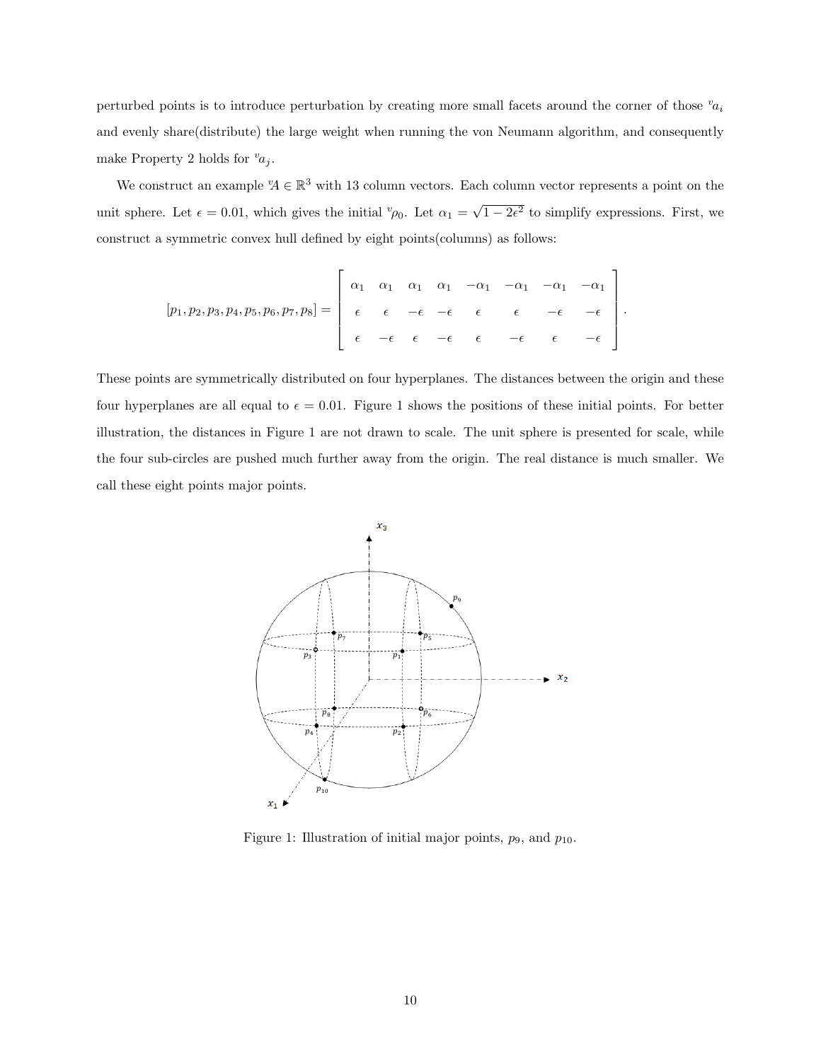perturbed points is to introduce perturbation by creating more small facets around the corner of those ${}^v a_i$ and evenly share(distribute) the large weight when running the von Neumann algorithm, and consequently make Property 2 holds for ${}^v a_j$.

We construct an example ${}^v A \in \mathbb{R}^3$ with 13 column vectors. Each column vector represents a point on the unit sphere. Let $\epsilon = 0.01$, which gives the initial ${}^v \rho_0$. Let $\alpha_1 = \sqrt{1 - 2\epsilon^2}$ to simplify expressions. First, we construct a symmetric convex hull defined by eight points(columns) as follows:

$$[p_1, p_2, p_3, p_4, p_5, p_6, p_7, p_8] = \begin{bmatrix} \alpha_1 & \alpha_1 & \alpha_1 & \alpha_1 & -\alpha_1 & -\alpha_1 & -\alpha_1 & -\alpha_1 \\ \epsilon & \epsilon & -\epsilon & -\epsilon & \epsilon & \epsilon & -\epsilon & -\epsilon \\ \epsilon & -\epsilon & \epsilon & -\epsilon & \epsilon & -\epsilon & \epsilon & -\epsilon \end{bmatrix}.$$

These points are symmetrically distributed on four hyperplanes. The distances between the origin and these four hyperplanes are all equal to $\epsilon = 0.01$. Figure 1 shows the positions of these initial points. For better illustration, the distances in Figure 1 are not drawn to scale. The unit sphere is presented for scale, while the four sub-circles are pushed much further away from the origin. The real distance is much smaller. We call these eight points major points.

Figure 1: Illustration of initial major points, $p_9$, and $p_{10}$.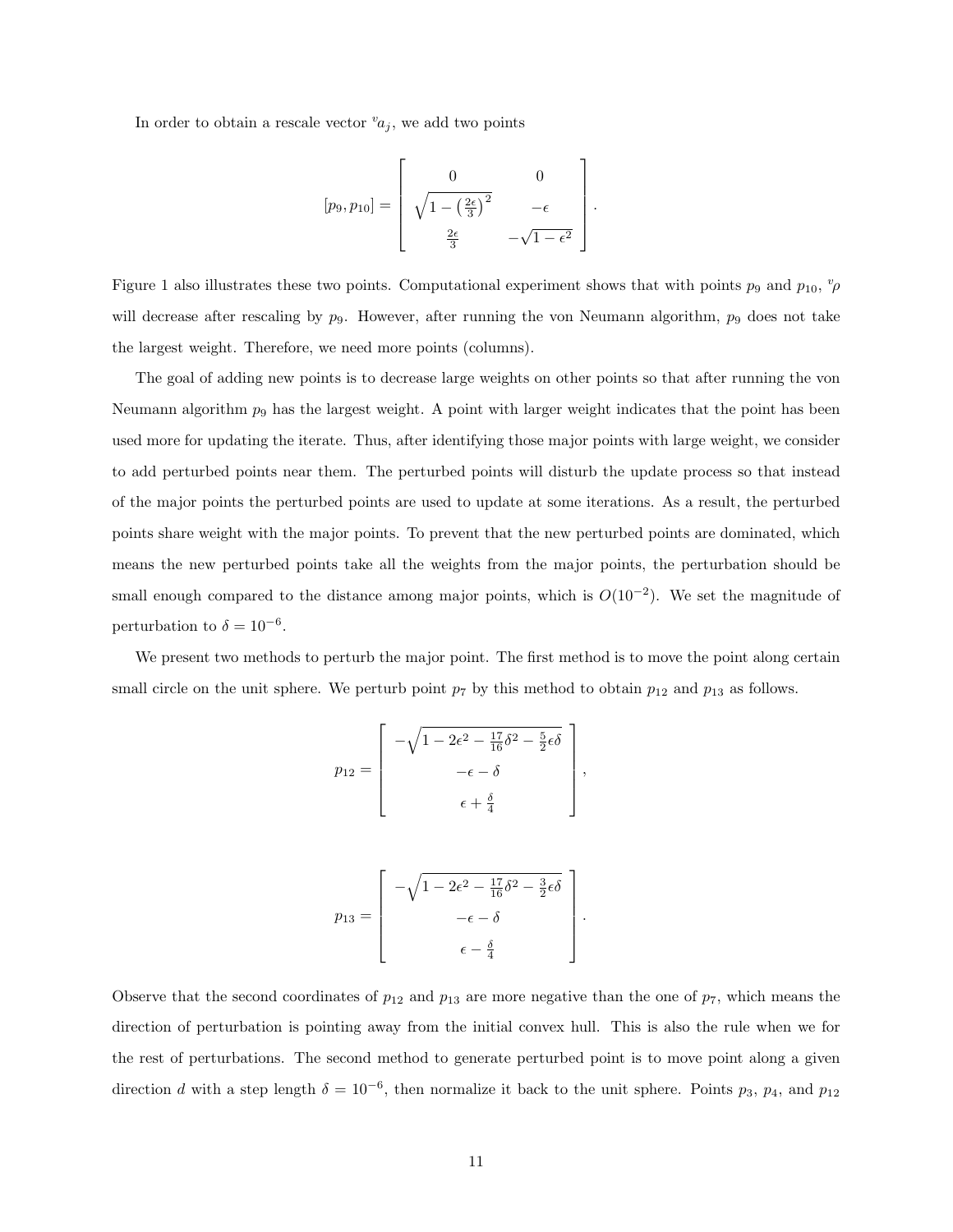In order to obtain a rescale vector ${}^{v}a_j$, we add two points

$$
[p_9, p_{10}] = \begin{bmatrix} 0 & 0 \\ \sqrt{1 - \left(\frac{2\epsilon}{3}\right)^2} & -\epsilon \\ \frac{2\epsilon}{3} & -\sqrt{1-\epsilon^2} \end{bmatrix}.
$$

Figure 1 also illustrates these two points. Computational experiment shows that with points $p_9$ and $p_{10}$, ${}^{v}\rho$ will decrease after rescaling by $p_9$. However, after running the von Neumann algorithm, $p_9$ does not take the largest weight. Therefore, we need more points (columns).

The goal of adding new points is to decrease large weights on other points so that after running the von Neumann algorithm $p_9$ has the largest weight. A point with larger weight indicates that the point has been used more for updating the iterate. Thus, after identifying those major points with large weight, we consider to add perturbed points near them. The perturbed points will disturb the update process so that instead of the major points the perturbed points are used to update at some iterations. As a result, the perturbed points share weight with the major points. To prevent that the new perturbed points are dominated, which means the new perturbed points take all the weights from the major points, the perturbation should be small enough compared to the distance among major points, which is $O(10^{-2})$. We set the magnitude of perturbation to $\delta = 10^{-6}$.

We present two methods to perturb the major point. The first method is to move the point along certain small circle on the unit sphere. We perturb point $p_7$ by this method to obtain $p_{12}$ and $p_{13}$ as follows.

$$
p_{12} = \begin{bmatrix} -\sqrt{1 - 2\epsilon^2 - \frac{17}{16}\delta^2 - \frac{5}{2}\epsilon\delta} \\ -\epsilon - \delta \\ \epsilon + \frac{\delta}{4} \end{bmatrix},
$$

$$
p_{13} = \begin{bmatrix} -\sqrt{1 - 2\epsilon^2 - \frac{17}{16}\delta^2 - \frac{3}{2}\epsilon\delta} \\ -\epsilon - \delta \\ \epsilon - \frac{\delta}{4} \end{bmatrix}.
$$

Observe that the second coordinates of $p_{12}$ and $p_{13}$ are more negative than the one of $p_7$, which means the direction of perturbation is pointing away from the initial convex hull. This is also the rule when we for the rest of perturbations. The second method to generate perturbed point is to move point along a given direction $d$ with a step length $\delta = 10^{-6}$, then normalize it back to the unit sphere. Points $p_3$, $p_4$, and $p_{12}$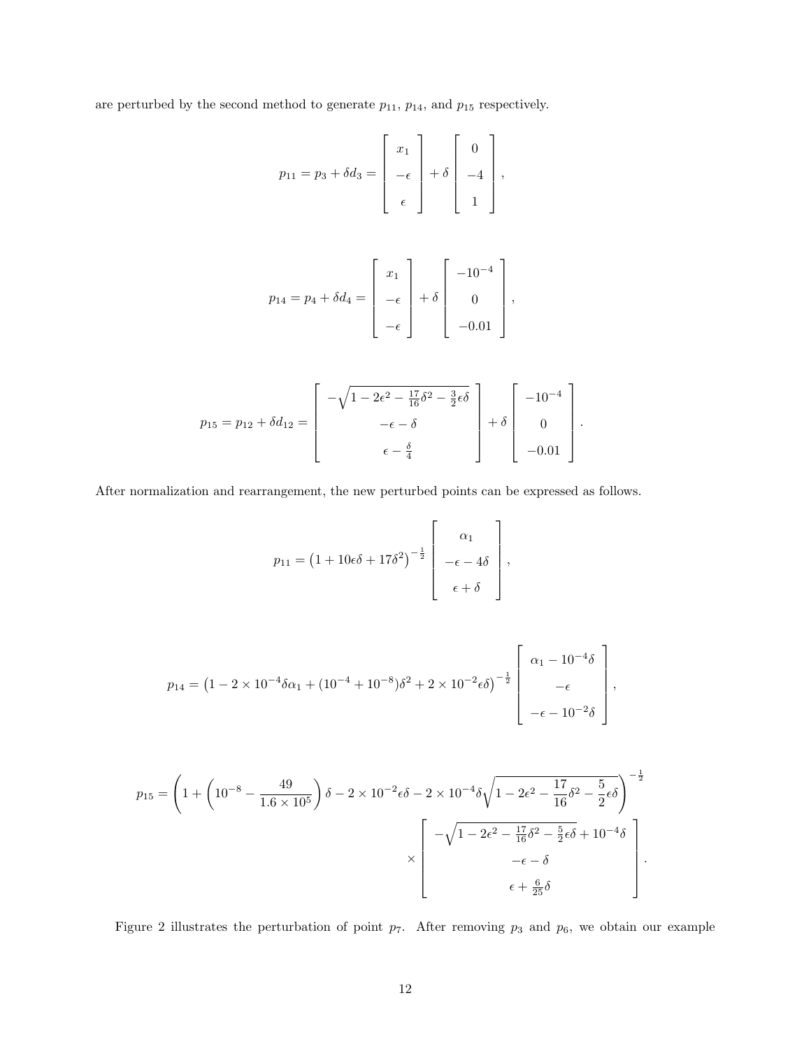are perturbed by the second method to generate $p_{11}$, $p_{14}$, and $p_{15}$ respectively.

$$p_{11} = p_3 + \delta d_3 = \begin{bmatrix} x_1 \\ -\epsilon \\ \epsilon \end{bmatrix} + \delta \begin{bmatrix} 0 \\ -4 \\ 1 \end{bmatrix},$$

$$p_{14} = p_4 + \delta d_4 = \begin{bmatrix} x_1 \\ -\epsilon \\ -\epsilon \end{bmatrix} + \delta \begin{bmatrix} -10^{-4} \\ 0 \\ -0.01 \end{bmatrix},$$

$$p_{15} = p_{12} + \delta d_{12} = \begin{bmatrix} -\sqrt{1 - 2\epsilon^2 - \frac{17}{16}\delta^2 - \frac{3}{2}\epsilon\delta} \\ -\epsilon - \delta \\ \epsilon - \frac{\delta}{4} \end{bmatrix} + \delta \begin{bmatrix} -10^{-4} \\ 0 \\ -0.01 \end{bmatrix}.$$

After normalization and rearrangement, the new perturbed points can be expressed as follows.

$$p_{11} = \left(1 + 10\epsilon\delta + 17\delta^2\right)^{-\frac{1}{2}} \begin{bmatrix} \alpha_1 \\ -\epsilon - 4\delta \\ \epsilon + \delta \end{bmatrix},$$

$$p_{14} = \left(1 - 2 \times 10^{-4}\delta\alpha_1 + (10^{-4} + 10^{-8})\delta^2 + 2 \times 10^{-2}\epsilon\delta\right)^{-\frac{1}{2}} \begin{bmatrix} \alpha_1 - 10^{-4}\delta \\ -\epsilon \\ -\epsilon - 10^{-2}\delta \end{bmatrix},$$

$$p_{15} = \left(1 + \left(10^{-8} - \frac{49}{1.6 \times 10^5}\right)\delta - 2 \times 10^{-2}\epsilon\delta - 2 \times 10^{-4}\delta\sqrt{1 - 2\epsilon^2 - \frac{17}{16}\delta^2 - \frac{5}{2}\epsilon\delta}\right)^{-\frac{1}{2}} \times \begin{bmatrix} -\sqrt{1 - 2\epsilon^2 - \frac{17}{16}\delta^2 - \frac{5}{2}\epsilon\delta} + 10^{-4}\delta \\ -\epsilon - \delta \\ \epsilon + \frac{6}{25}\delta \end{bmatrix}.$$

Figure 2 illustrates the perturbation of point $p_7$. After removing $p_3$ and $p_6$, we obtain our example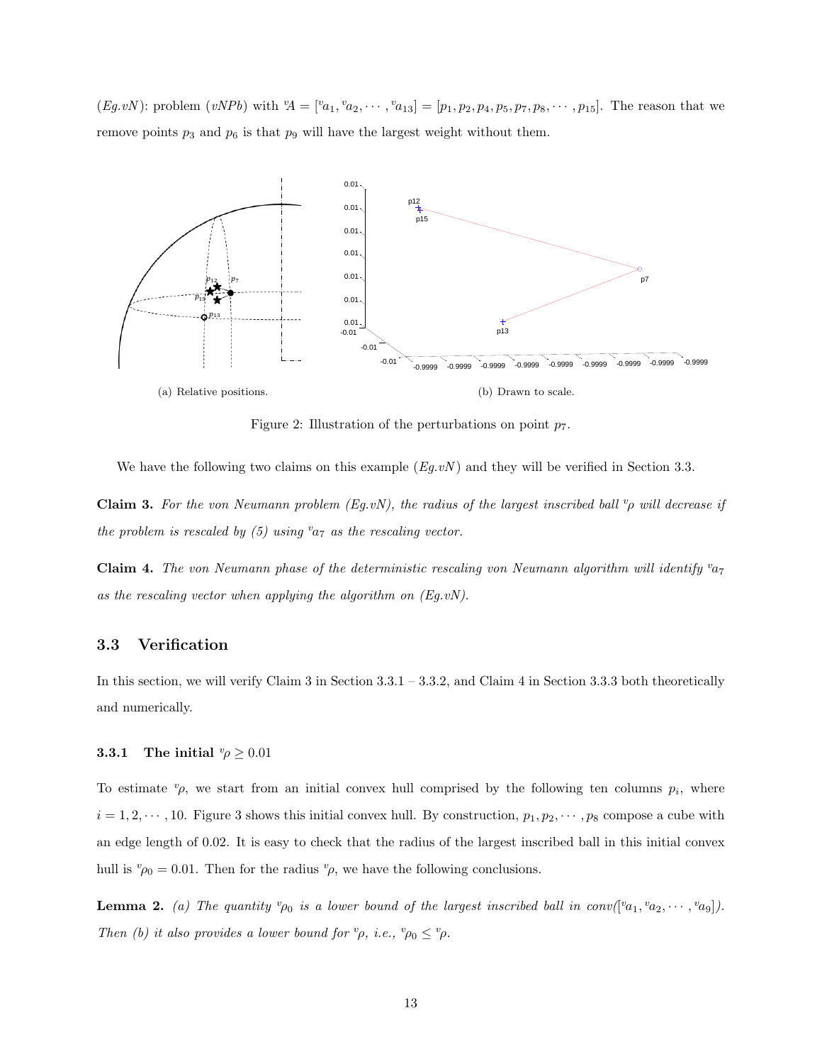(*Eg.vN*): problem (*vNPb*) with ${}^{v}\!A = [{}^{v}a_1, {}^{v}a_2, \cdots, {}^{v}a_{13}] = [p_1, p_2, p_4, p_5, p_7, p_8, \cdots, p_{15}]$. The reason that we remove points $p_3$ and $p_6$ is that $p_9$ will have the largest weight without them.

(a) Relative positions.

(b) Drawn to scale.

Figure 2: Illustration of the perturbations on point $p_7$.

We have the following two claims on this example (*Eg.vN*) and they will be verified in Section 3.3.

**Claim 3.** *For the von Neumann problem (Eg.vN), the radius of the largest inscribed ball* ${}^{v}\rho$ *will decrease if the problem is rescaled by (5) using* ${}^{v}a_7$ *as the rescaling vector.*

**Claim 4.** *The von Neumann phase of the deterministic rescaling von Neumann algorithm will identify* ${}^{v}a_7$ *as the rescaling vector when applying the algorithm on (Eg.vN).*

### 3.3 Verification

In this section, we will verify Claim 3 in Section 3.3.1 – 3.3.2, and Claim 4 in Section 3.3.3 both theoretically and numerically.

#### 3.3.1 The initial ${}^{v}\rho \geq 0.01$

To estimate ${}^{v}\rho$, we start from an initial convex hull comprised by the following ten columns $p_i$, where $i = 1, 2, \cdots, 10$. Figure 3 shows this initial convex hull. By construction, $p_1, p_2, \cdots, p_8$ compose a cube with an edge length of 0.02. It is easy to check that the radius of the largest inscribed ball in this initial convex hull is ${}^{v}\rho_0 = 0.01$. Then for the radius ${}^{v}\rho$, we have the following conclusions.

**Lemma 2.** *(a) The quantity* ${}^{v}\rho_0$ *is a lower bound of the largest inscribed ball in conv(*$[{}^{v}a_1, {}^{v}a_2, \cdots, {}^{v}a_9]$*). Then (b) it also provides a lower bound for* ${}^{v}\rho$*, i.e.,* ${}^{v}\rho_0 \leq {}^{v}\rho$*.*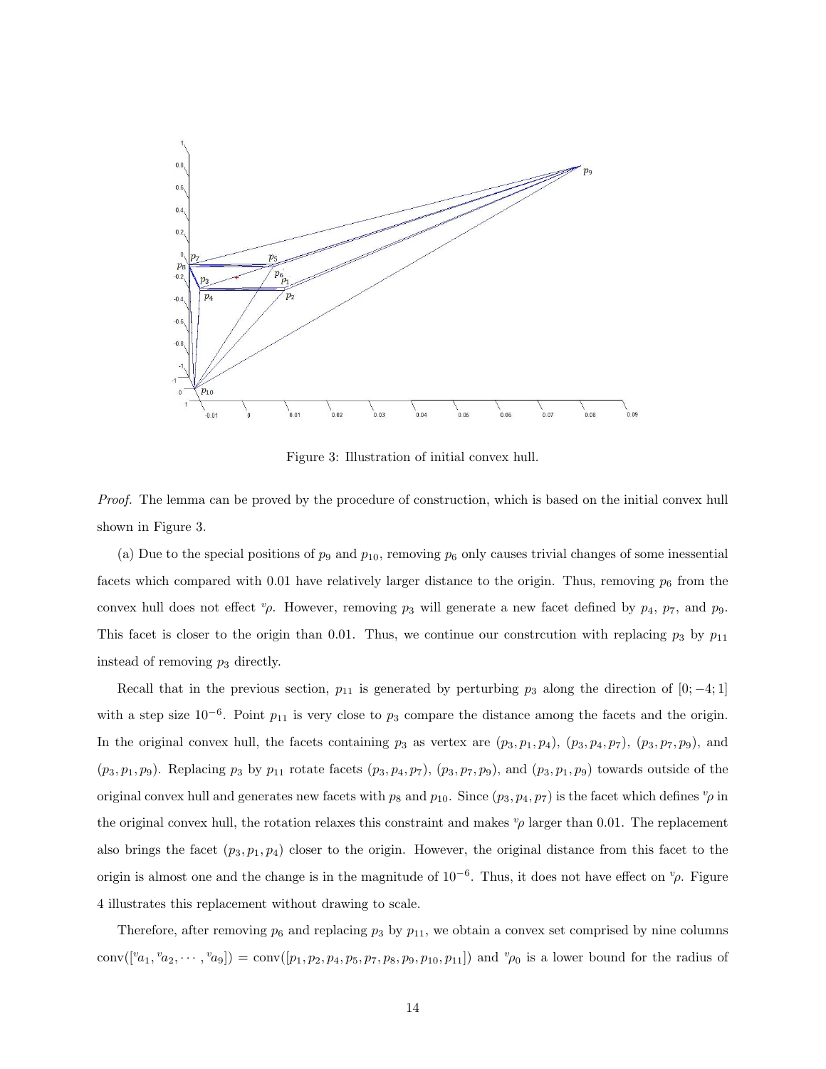Figure 3: Illustration of initial convex hull.

*Proof.* The lemma can be proved by the procedure of construction, which is based on the initial convex hull shown in Figure 3.

(a) Due to the special positions of $p_9$ and $p_{10}$, removing $p_6$ only causes trivial changes of some inessential facets which compared with 0.01 have relatively larger distance to the origin. Thus, removing $p_6$ from the convex hull does not effect ${}^v\rho$. However, removing $p_3$ will generate a new facet defined by $p_4$, $p_7$, and $p_9$. This facet is closer to the origin than 0.01. Thus, we continue our constrcution with replacing $p_3$ by $p_{11}$ instead of removing $p_3$ directly.

Recall that in the previous section, $p_{11}$ is generated by perturbing $p_3$ along the direction of $[0; -4; 1]$ with a step size $10^{-6}$. Point $p_{11}$ is very close to $p_3$ compare the distance among the facets and the origin. In the original convex hull, the facets containing $p_3$ as vertex are $(p_3, p_1, p_4)$, $(p_3, p_4, p_7)$, $(p_3, p_7, p_9)$, and $(p_3, p_1, p_9)$. Replacing $p_3$ by $p_{11}$ rotate facets $(p_3, p_4, p_7)$, $(p_3, p_7, p_9)$, and $(p_3, p_1, p_9)$ towards outside of the original convex hull and generates new facets with $p_8$ and $p_{10}$. Since $(p_3, p_4, p_7)$ is the facet which defines ${}^v\rho$ in the original convex hull, the rotation relaxes this constraint and makes ${}^v\rho$ larger than 0.01. The replacement also brings the facet $(p_3, p_1, p_4)$ closer to the origin. However, the original distance from this facet to the origin is almost one and the change is in the magnitude of $10^{-6}$. Thus, it does not have effect on ${}^v\rho$. Figure 4 illustrates this replacement without drawing to scale.

Therefore, after removing $p_6$ and replacing $p_3$ by $p_{11}$, we obtain a convex set comprised by nine columns $\text{conv}([{}^va_1, {}^va_2, \cdots, {}^va_9]) = \text{conv}([p_1, p_2, p_4, p_5, p_7, p_8, p_9, p_{10}, p_{11}])$ and ${}^v\rho_0$ is a lower bound for the radius of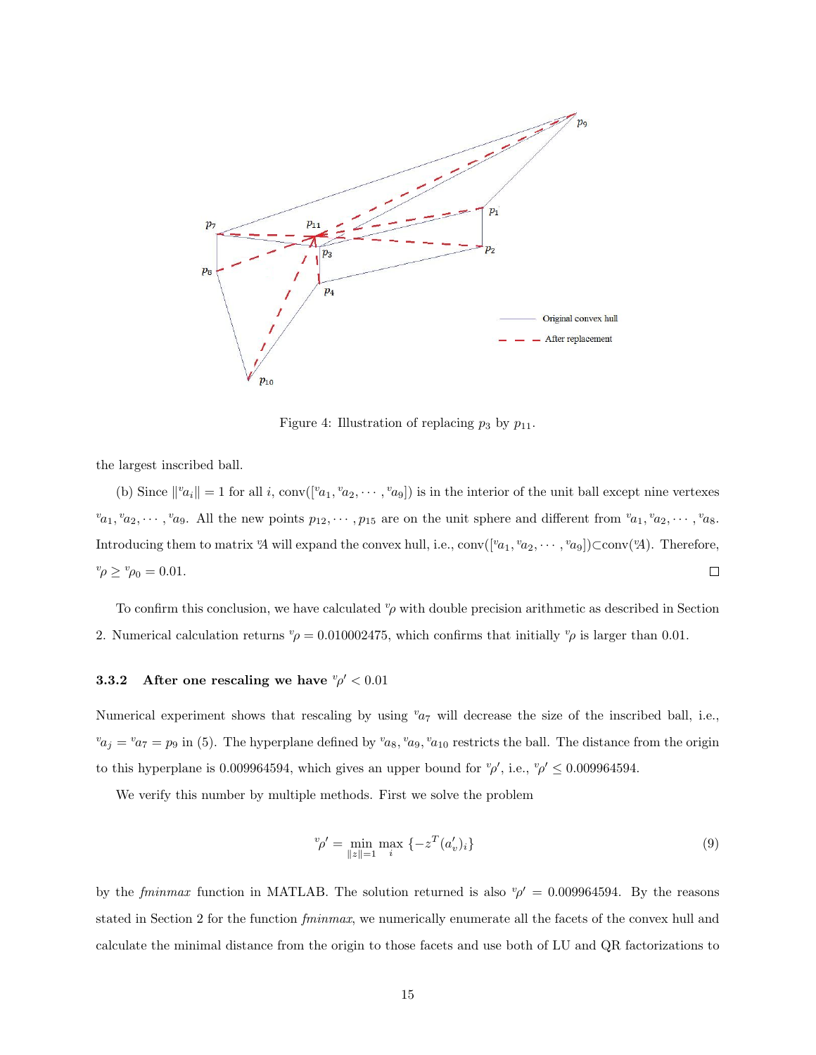Figure 4: Illustration of replacing $p_3$ by $p_{11}$.

the largest inscribed ball.

(b) Since $\|{}^v a_i\| = 1$ for all $i$, $\text{conv}([{}^v a_1, {}^v a_2, \cdots, {}^v a_9])$ is in the interior of the unit ball except nine vertexes ${}^v a_1, {}^v a_2, \cdots, {}^v a_9$. All the new points $p_{12}, \cdots, p_{15}$ are on the unit sphere and different from ${}^v a_1, {}^v a_2, \cdots, {}^v a_8$. Introducing them to matrix ${}^v\!A$ will expand the convex hull, i.e., $\text{conv}([{}^v a_1, {}^v a_2, \cdots, {}^v a_9]) \subset \text{conv}({}^v\!A)$. Therefore, ${}^v\rho \geq {}^v\rho_0 = 0.01$. □

To confirm this conclusion, we have calculated ${}^v\rho$ with double precision arithmetic as described in Section 2. Numerical calculation returns ${}^v\rho = 0.010002475$, which confirms that initially ${}^v\rho$ is larger than 0.01.

### 3.3.2 After one rescaling we have ${}^v\rho' < 0.01$

Numerical experiment shows that rescaling by using ${}^v a_7$ will decrease the size of the inscribed ball, i.e., ${}^v a_j = {}^v a_7 = p_9$ in (5). The hyperplane defined by ${}^v a_8, {}^v a_9, {}^v a_{10}$ restricts the ball. The distance from the origin to this hyperplane is 0.009964594, which gives an upper bound for ${}^v\rho'$, i.e., ${}^v\rho' \leq 0.009964594$.

We verify this number by multiple methods. First we solve the problem

$$ {}^v\rho' = \min_{\|z\|=1} \max_i \{-z^T (a'_v)_i\} \tag{9} $$

by the *fminmax* function in MATLAB. The solution returned is also ${}^v\rho' = 0.009964594$. By the reasons stated in Section 2 for the function *fminmax*, we numerically enumerate all the facets of the convex hull and calculate the minimal distance from the origin to those facets and use both of LU and QR factorizations to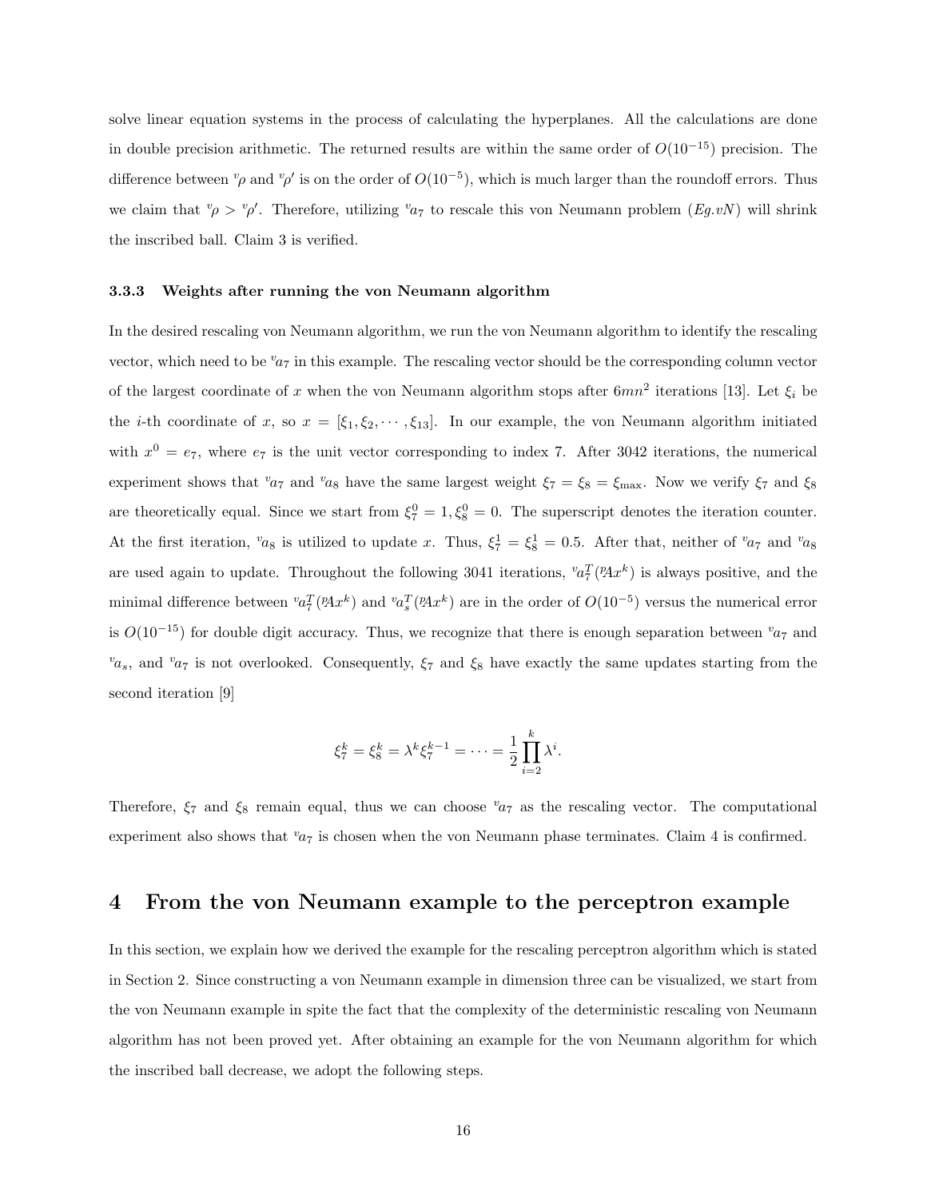solve linear equation systems in the process of calculating the hyperplanes. All the calculations are done in double precision arithmetic. The returned results are within the same order of $O(10^{-15})$ precision. The difference between ${}^{v}\rho$ and ${}^{v}\rho'$ is on the order of $O(10^{-5})$, which is much larger than the roundoff errors. Thus we claim that ${}^{v}\rho > {}^{v}\rho'$. Therefore, utilizing ${}^{v}a_7$ to rescale this von Neumann problem ($Eg.vN$) will shrink the inscribed ball. Claim 3 is verified.

#### 3.3.3 Weights after running the von Neumann algorithm

In the desired rescaling von Neumann algorithm, we run the von Neumann algorithm to identify the rescaling vector, which need to be ${}^{v}a_7$ in this example. The rescaling vector should be the corresponding column vector of the largest coordinate of $x$ when the von Neumann algorithm stops after $6mn^2$ iterations [13]. Let $\xi_i$ be the $i$-th coordinate of $x$, so $x = [\xi_1, \xi_2, \cdots, \xi_{13}]$. In our example, the von Neumann algorithm initiated with $x^0 = e_7$, where $e_7$ is the unit vector corresponding to index 7. After 3042 iterations, the numerical experiment shows that ${}^{v}a_7$ and ${}^{v}a_8$ have the same largest weight $\xi_7 = \xi_8 = \xi_{\max}$. Now we verify $\xi_7$ and $\xi_8$ are theoretically equal. Since we start from $\xi_7^0 = 1, \xi_8^0 = 0$. The superscript denotes the iteration counter. At the first iteration, ${}^{v}a_8$ is utilized to update $x$. Thus, $\xi_7^1 = \xi_8^1 = 0.5$. After that, neither of ${}^{v}a_7$ and ${}^{v}a_8$ are used again to update. Throughout the following 3041 iterations, ${}^{v}a_7^T({}^{v}\!Ax^k)$ is always positive, and the minimal difference between ${}^{v}a_7^T({}^{v}\!Ax^k)$ and ${}^{v}a_s^T({}^{v}\!Ax^k)$ are in the order of $O(10^{-5})$ versus the numerical error is $O(10^{-15})$ for double digit accuracy. Thus, we recognize that there is enough separation between ${}^{v}a_7$ and ${}^{v}a_s$, and ${}^{v}a_7$ is not overlooked. Consequently, $\xi_7$ and $\xi_8$ have exactly the same updates starting from the second iteration [9]

$$\xi_7^k = \xi_8^k = \lambda^k \xi_7^{k-1} = \cdots = \frac{1}{2}\prod_{i=2}^{k} \lambda^i.$$

Therefore, $\xi_7$ and $\xi_8$ remain equal, thus we can choose ${}^{v}a_7$ as the rescaling vector. The computational experiment also shows that ${}^{v}a_7$ is chosen when the von Neumann phase terminates. Claim 4 is confirmed.

## 4 From the von Neumann example to the perceptron example

In this section, we explain how we derived the example for the rescaling perceptron algorithm which is stated in Section 2. Since constructing a von Neumann example in dimension three can be visualized, we start from the von Neumann example in spite the fact that the complexity of the deterministic rescaling von Neumann algorithm has not been proved yet. After obtaining an example for the von Neumann algorithm for which the inscribed ball decrease, we adopt the following steps.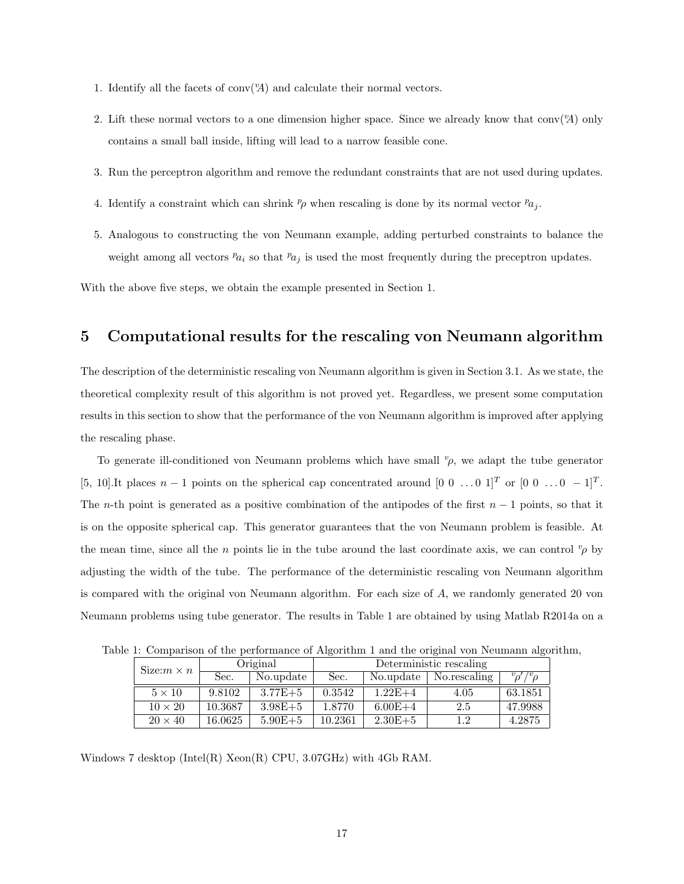1. Identify all the facets of $\text{conv}({}^v\!A)$ and calculate their normal vectors.

2. Lift these normal vectors to a one dimension higher space. Since we already know that $\text{conv}({}^v\!A)$ only contains a small ball inside, lifting will lead to a narrow feasible cone.

3. Run the perceptron algorithm and remove the redundant constraints that are not used during updates.

4. Identify a constraint which can shrink ${}^p\rho$ when rescaling is done by its normal vector ${}^p a_j$.

5. Analogous to constructing the von Neumann example, adding perturbed constraints to balance the weight among all vectors ${}^p a_i$ so that ${}^p a_j$ is used the most frequently during the preceptron updates.

With the above five steps, we obtain the example presented in Section 1.

# 5 Computational results for the rescaling von Neumann algorithm

The description of the deterministic rescaling von Neumann algorithm is given in Section 3.1. As we state, the theoretical complexity result of this algorithm is not proved yet. Regardless, we present some computation results in this section to show that the performance of the von Neumann algorithm is improved after applying the rescaling phase.

To generate ill-conditioned von Neumann problems which have small ${}^v\rho$, we adapt the tube generator [5, 10].It places $n-1$ points on the spherical cap concentrated around $[0\ 0\ \ldots 0\ 1]^T$ or $[0\ 0\ \ldots 0\ -1]^T$. The $n$-th point is generated as a positive combination of the antipodes of the first $n-1$ points, so that it is on the opposite spherical cap. This generator guarantees that the von Neumann problem is feasible. At the mean time, since all the $n$ points lie in the tube around the last coordinate axis, we can control ${}^v\rho$ by adjusting the width of the tube. The performance of the deterministic rescaling von Neumann algorithm is compared with the original von Neumann algorithm. For each size of $A$, we randomly generated 20 von Neumann problems using tube generator. The results in Table 1 are obtained by using Matlab R2014a on a Windows 7 desktop (Intel(R) Xeon(R) CPU, 3.07GHz) with 4Gb RAM.

Table 1: Comparison of the performance of Algorithm 1 and the original von Neumann algorithm,

| Size: $m \times n$ | Original | | Deterministic rescaling | | | |
|---|---|---|---|---|---|---|
| | Sec. | No.update | Sec. | No.update | No.rescaling | ${}^v\rho'/{}^v\rho$ |
| $5 \times 10$ | 9.8102 | 3.77E+5 | 0.3542 | 1.22E+4 | 4.05 | 63.1851 |
| $10 \times 20$ | 10.3687 | 3.98E+5 | 1.8770 | 6.00E+4 | 2.5 | 47.9988 |
| $20 \times 40$ | 16.0625 | 5.90E+5 | 10.2361 | 2.30E+5 | 1.2 | 4.2875 |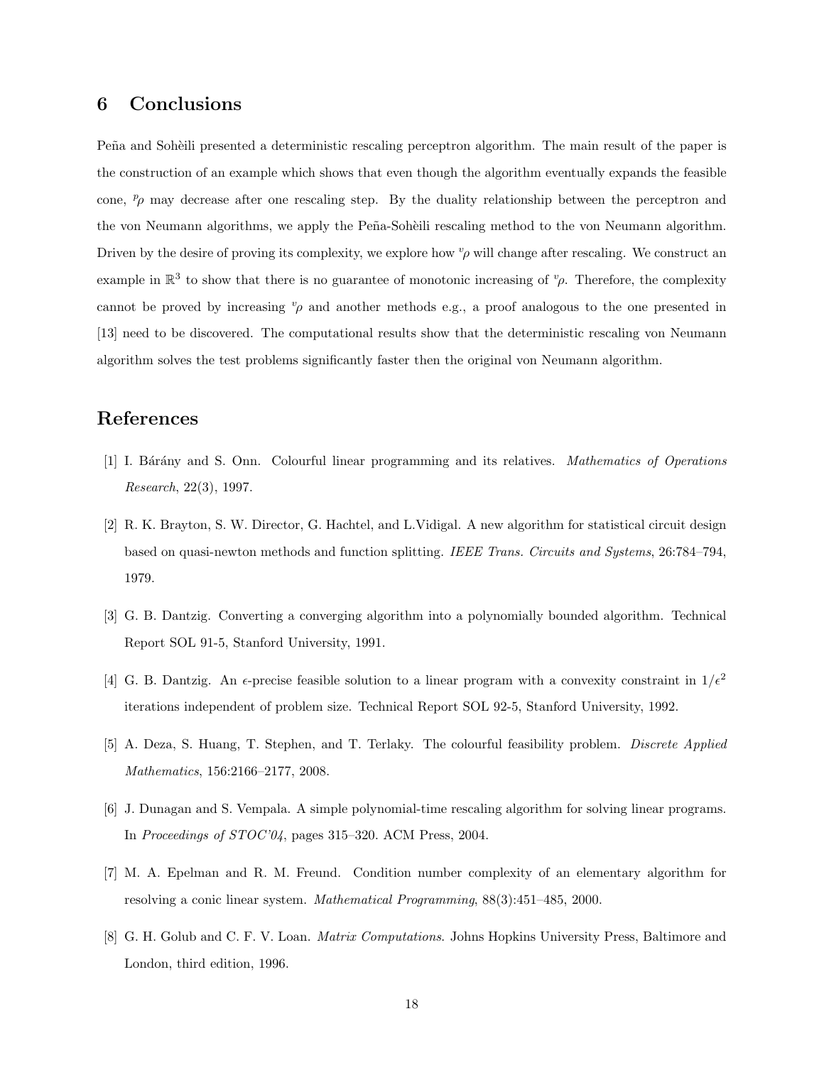## 6 Conclusions

Peña and Sohèili presented a deterministic rescaling perceptron algorithm. The main result of the paper is the construction of an example which shows that even though the algorithm eventually expands the feasible cone, ${}^{p}\rho$ may decrease after one rescaling step. By the duality relationship between the perceptron and the von Neumann algorithms, we apply the Peña-Sohèili rescaling method to the von Neumann algorithm. Driven by the desire of proving its complexity, we explore how ${}^{v}\rho$ will change after rescaling. We construct an example in $\mathbb{R}^3$ to show that there is no guarantee of monotonic increasing of ${}^{v}\rho$. Therefore, the complexity cannot be proved by increasing ${}^{v}\rho$ and another methods e.g., a proof analogous to the one presented in [13] need to be discovered. The computational results show that the deterministic rescaling von Neumann algorithm solves the test problems significantly faster then the original von Neumann algorithm.

## References

[1] I. Bárány and S. Onn. Colourful linear programming and its relatives. *Mathematics of Operations Research*, 22(3), 1997.

[2] R. K. Brayton, S. W. Director, G. Hachtel, and L.Vidigal. A new algorithm for statistical circuit design based on quasi-newton methods and function splitting. *IEEE Trans. Circuits and Systems*, 26:784–794, 1979.

[3] G. B. Dantzig. Converting a converging algorithm into a polynomially bounded algorithm. Technical Report SOL 91-5, Stanford University, 1991.

[4] G. B. Dantzig. An $\epsilon$-precise feasible solution to a linear program with a convexity constraint in $1/\epsilon^2$ iterations independent of problem size. Technical Report SOL 92-5, Stanford University, 1992.

[5] A. Deza, S. Huang, T. Stephen, and T. Terlaky. The colourful feasibility problem. *Discrete Applied Mathematics*, 156:2166–2177, 2008.

[6] J. Dunagan and S. Vempala. A simple polynomial-time rescaling algorithm for solving linear programs. In *Proceedings of STOC'04*, pages 315–320. ACM Press, 2004.

[7] M. A. Epelman and R. M. Freund. Condition number complexity of an elementary algorithm for resolving a conic linear system. *Mathematical Programming*, 88(3):451–485, 2000.

[8] G. H. Golub and C. F. V. Loan. *Matrix Computations*. Johns Hopkins University Press, Baltimore and London, third edition, 1996.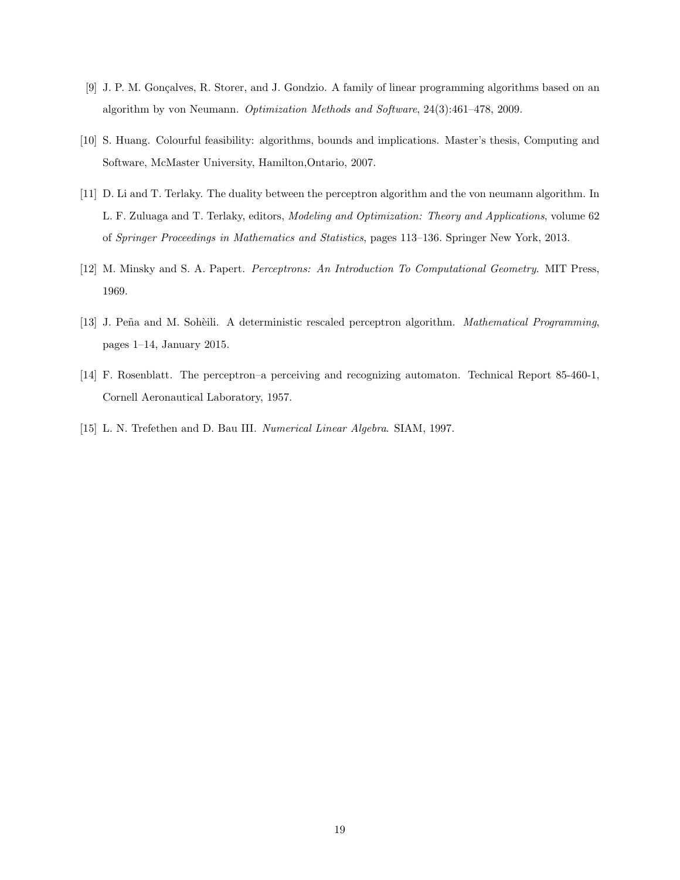[9] J. P. M. Gonçalves, R. Storer, and J. Gondzio. A family of linear programming algorithms based on an algorithm by von Neumann. *Optimization Methods and Software*, 24(3):461–478, 2009.

[10] S. Huang. Colourful feasibility: algorithms, bounds and implications. Master's thesis, Computing and Software, McMaster University, Hamilton,Ontario, 2007.

[11] D. Li and T. Terlaky. The duality between the perceptron algorithm and the von neumann algorithm. In L. F. Zuluaga and T. Terlaky, editors, *Modeling and Optimization: Theory and Applications*, volume 62 of *Springer Proceedings in Mathematics and Statistics*, pages 113–136. Springer New York, 2013.

[12] M. Minsky and S. A. Papert. *Perceptrons: An Introduction To Computational Geometry*. MIT Press, 1969.

[13] J. Peña and M. Sohèili. A deterministic rescaled perceptron algorithm. *Mathematical Programming*, pages 1–14, January 2015.

[14] F. Rosenblatt. The perceptron–a perceiving and recognizing automaton. Technical Report 85-460-1, Cornell Aeronautical Laboratory, 1957.

[15] L. N. Trefethen and D. Bau III. *Numerical Linear Algebra*. SIAM, 1997.